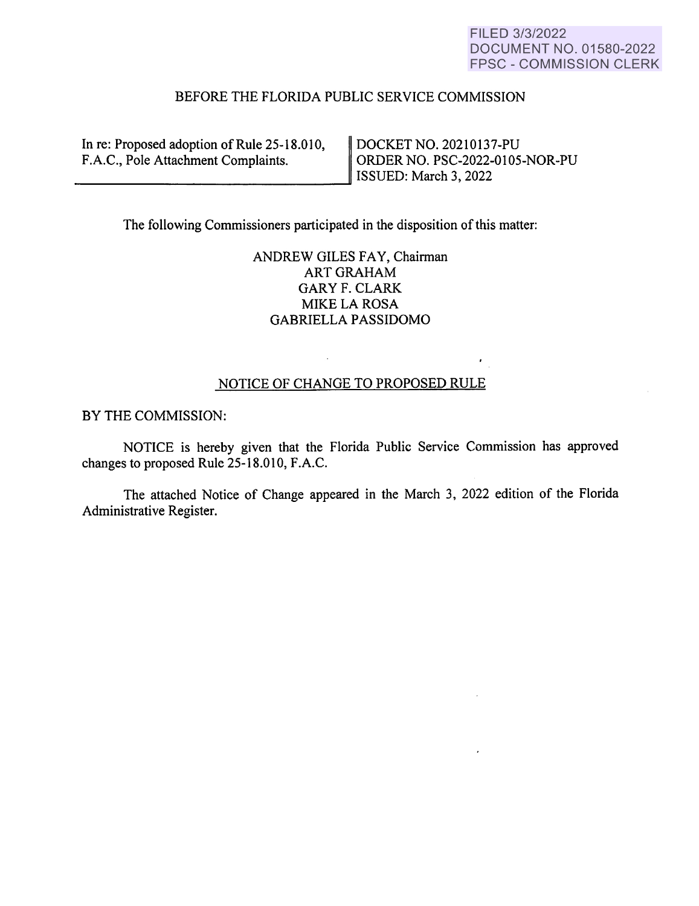FILED 3/3/2022
DOCUMENT NO. 01580-2022
FPSC - COMMISSION CLERK

BEFORE THE FLORIDA PUBLIC SERVICE COMMISSION

| In re: Proposed adoption of Rule 25-18.010, F.A.C., Pole Attachment Complaints. | DOCKET NO. 20210137-PU<br>ORDER NO. PSC-2022-0105-NOR-PU<br>ISSUED: March 3, 2022 |
|---|---|

The following Commissioners participated in the disposition of this matter:

ANDREW GILES FAY, Chairman
ART GRAHAM
GARY F. CLARK
MIKE LA ROSA
GABRIELLA PASSIDOMO

NOTICE OF CHANGE TO PROPOSED RULE

BY THE COMMISSION:

NOTICE is hereby given that the Florida Public Service Commission has approved changes to proposed Rule 25-18.010, F.A.C.

The attached Notice of Change appeared in the March 3, 2022 edition of the Florida Administrative Register.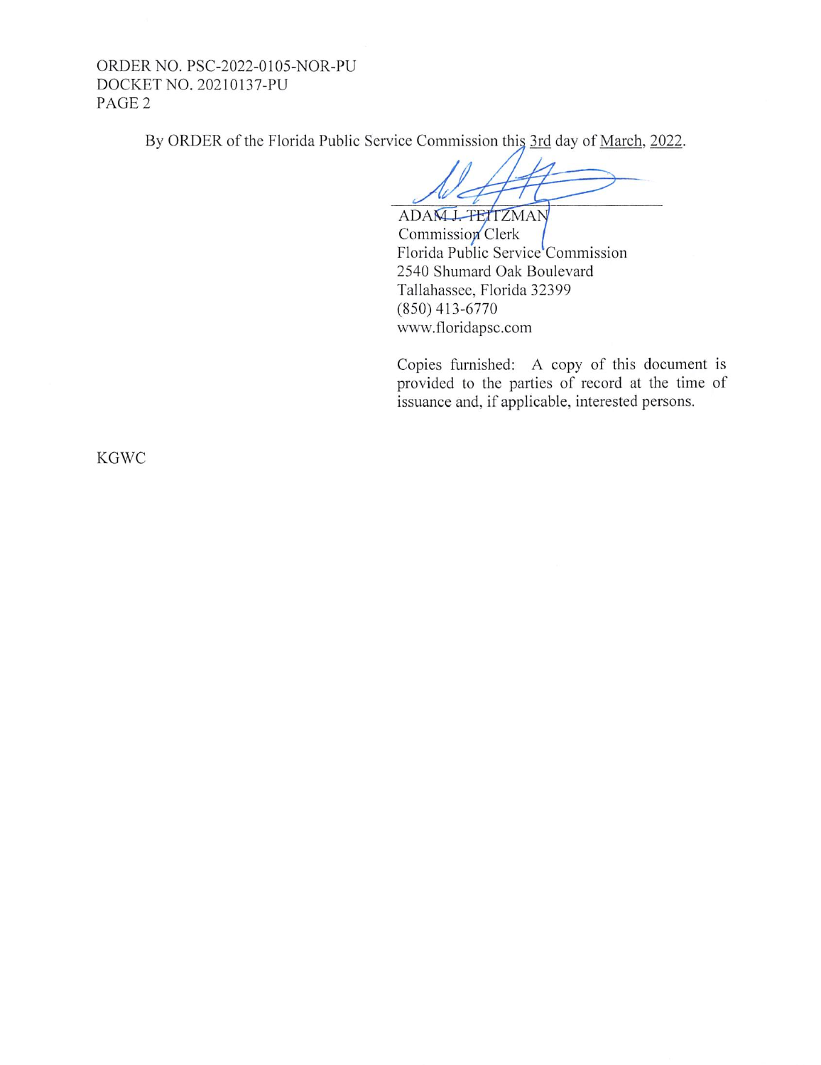By ORDER of the Florida Public Service Commission this 3rd day of March, 2022.

ADAM J. TEITZMAN
Commission Clerk
Florida Public Service Commission
2540 Shumard Oak Boulevard
Tallahassee, Florida 32399
(850) 413-6770
www.floridapsc.com

Copies furnished: A copy of this document is provided to the parties of record at the time of issuance and, if applicable, interested persons.

KGWC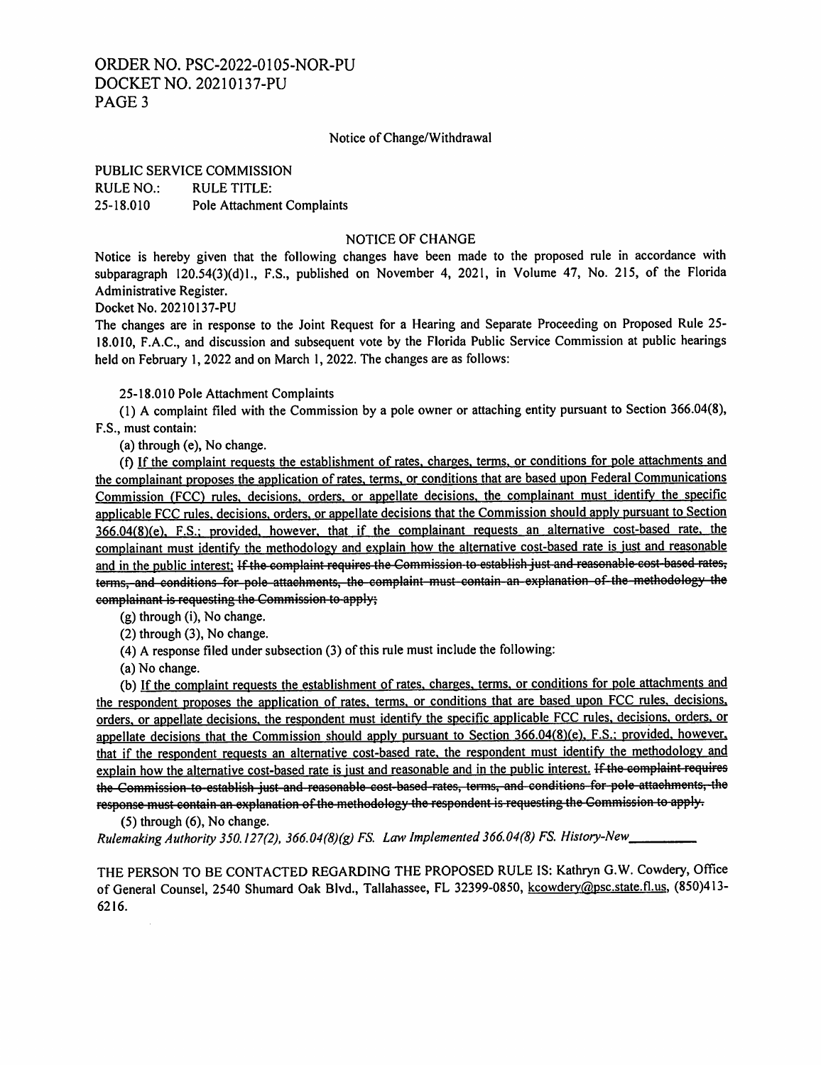Notice of Change/Withdrawal

PUBLIC SERVICE COMMISSION
RULE NO.: RULE TITLE:
25-18.010 Pole Attachment Complaints

NOTICE OF CHANGE

Notice is hereby given that the following changes have been made to the proposed rule in accordance with subparagraph 120.54(3)(d)1., F.S., published on November 4, 2021, in Volume 47, No. 215, of the Florida Administrative Register.

Docket No. 20210137-PU

The changes are in response to the Joint Request for a Hearing and Separate Proceeding on Proposed Rule 25-18.010, F.A.C., and discussion and subsequent vote by the Florida Public Service Commission at public hearings held on February 1, 2022 and on March 1, 2022. The changes are as follows:

25-18.010 Pole Attachment Complaints

(1) A complaint filed with the Commission by a pole owner or attaching entity pursuant to Section 366.04(8), F.S., must contain:

(a) through (e), No change.

(f) <u>If the complaint requests the establishment of rates, charges, terms, or conditions for pole attachments and the complainant proposes the application of rates, terms, or conditions that are based upon Federal Communications Commission (FCC) rules, decisions, orders, or appellate decisions, the complainant must identify the specific applicable FCC rules, decisions, orders, or appellate decisions that the Commission should apply pursuant to Section 366.04(8)(e), F.S.; provided, however, that if the complainant requests an alternative cost-based rate, the complainant must identify the methodology and explain how the alternative cost-based rate is just and reasonable and in the public interest;</u> ~~If the complaint requires the Commission to establish just and reasonable cost-based rates, terms, and conditions for pole attachments, the complaint must contain an explanation of the methodology the complainant is requesting the Commission to apply;~~

(g) through (i), No change.

(2) through (3), No change.

(4) A response filed under subsection (3) of this rule must include the following:

(a) No change.

(b) <u>If the complaint requests the establishment of rates, charges, terms, or conditions for pole attachments and the respondent proposes the application of rates, terms, or conditions that are based upon FCC rules, decisions, orders, or appellate decisions, the respondent must identify the specific applicable FCC rules, decisions, orders, or appellate decisions that the Commission should apply pursuant to Section 366.04(8)(e), F.S.; provided, however, that if the respondent requests an alternative cost-based rate, the respondent must identify the methodology and explain how the alternative cost-based rate is just and reasonable and in the public interest.</u> ~~If the complaint requires the Commission to establish just and reasonable cost-based rates, terms, and conditions for pole attachments, the response must contain an explanation of the methodology the respondent is requesting the Commission to apply.~~

(5) through (6), No change.

*Rulemaking Authority 350.127(2), 366.04(8)(g) FS. Law Implemented 366.04(8) FS. History-New\_\_\_\_\_\_\_\_\_*

THE PERSON TO BE CONTACTED REGARDING THE PROPOSED RULE IS: Kathryn G.W. Cowdery, Office of General Counsel, 2540 Shumard Oak Blvd., Tallahassee, FL 32399-0850, kcowdery@psc.state.fl.us, (850)413-6216.